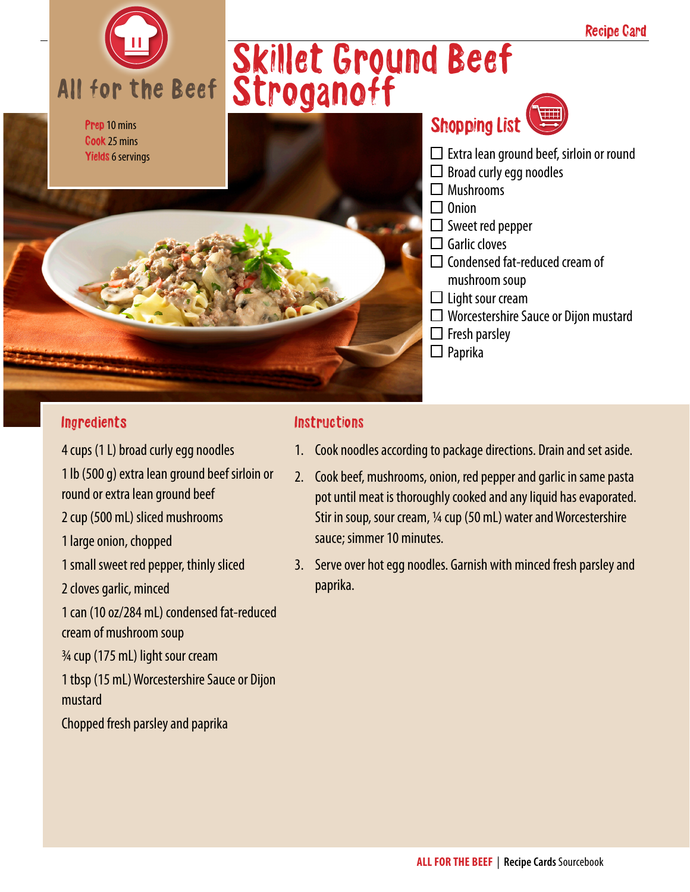Recipe Card

All for the Beef

# Skillet Ground Beef Stroganoff

Prep 10 mins
Cook 25 mins
Yields 6 servings

## Shopping List

- ☐ Extra lean ground beef, sirloin or round
- ☐ Broad curly egg noodles
- ☐ Mushrooms
- ☐ Onion
- ☐ Sweet red pepper
- ☐ Garlic cloves
- ☐ Condensed fat-reduced cream of mushroom soup
- ☐ Light sour cream
- ☐ Worcestershire Sauce or Dijon mustard
- ☐ Fresh parsley
- ☐ Paprika

## Ingredients

4 cups (1 L) broad curly egg noodles

1 lb (500 g) extra lean ground beef sirloin or round or extra lean ground beef

2 cup (500 mL) sliced mushrooms

1 large onion, chopped

1 small sweet red pepper, thinly sliced

2 cloves garlic, minced

1 can (10 oz/284 mL) condensed fat-reduced cream of mushroom soup

¾ cup (175 mL) light sour cream

1 tbsp (15 mL) Worcestershire Sauce or Dijon mustard

Chopped fresh parsley and paprika

## Instructions

1. Cook noodles according to package directions. Drain and set aside.
2. Cook beef, mushrooms, onion, red pepper and garlic in same pasta pot until meat is thoroughly cooked and any liquid has evaporated. Stir in soup, sour cream, ¼ cup (50 mL) water and Worcestershire sauce; simmer 10 minutes.
3. Serve over hot egg noodles. Garnish with minced fresh parsley and paprika.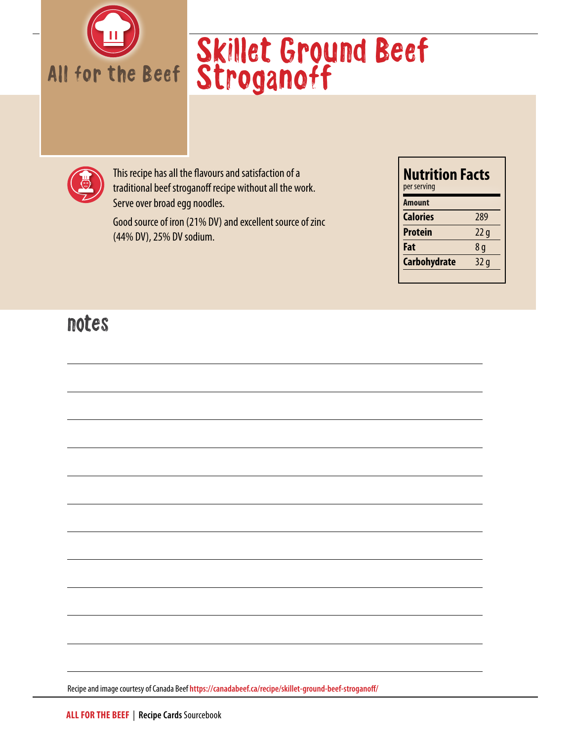All for the Beef

# Skillet Ground Beef Stroganoff

This recipe has all the flavours and satisfaction of a traditional beef stroganoff recipe without all the work. Serve over broad egg noodles.

Good source of iron (21% DV) and excellent source of zinc (44% DV), 25% DV sodium.

**Nutrition Facts**
per serving

| Amount | |
|---|---|
| **Calories** | 289 |
| **Protein** | 22 g |
| **Fat** | 8 g |
| **Carbohydrate** | 32 g |

## notes

Recipe and image courtesy of Canada Beef https://canadabeef.ca/recipe/skillet-ground-beef-stroganoff/